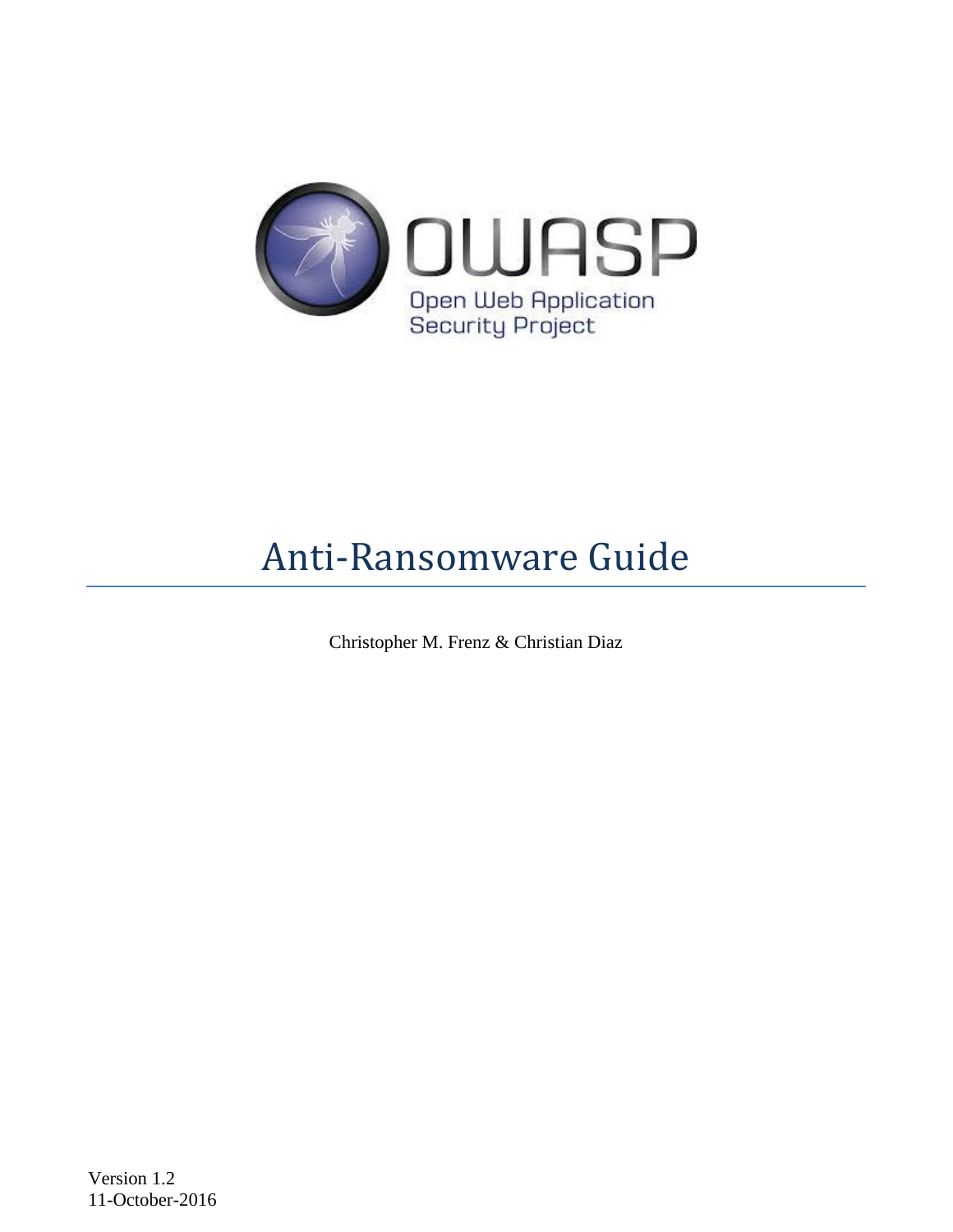OWASP

Open Web Application Security Project

# Anti-Ransomware Guide

Christopher M. Frenz & Christian Diaz

Version 1.2
11-October-2016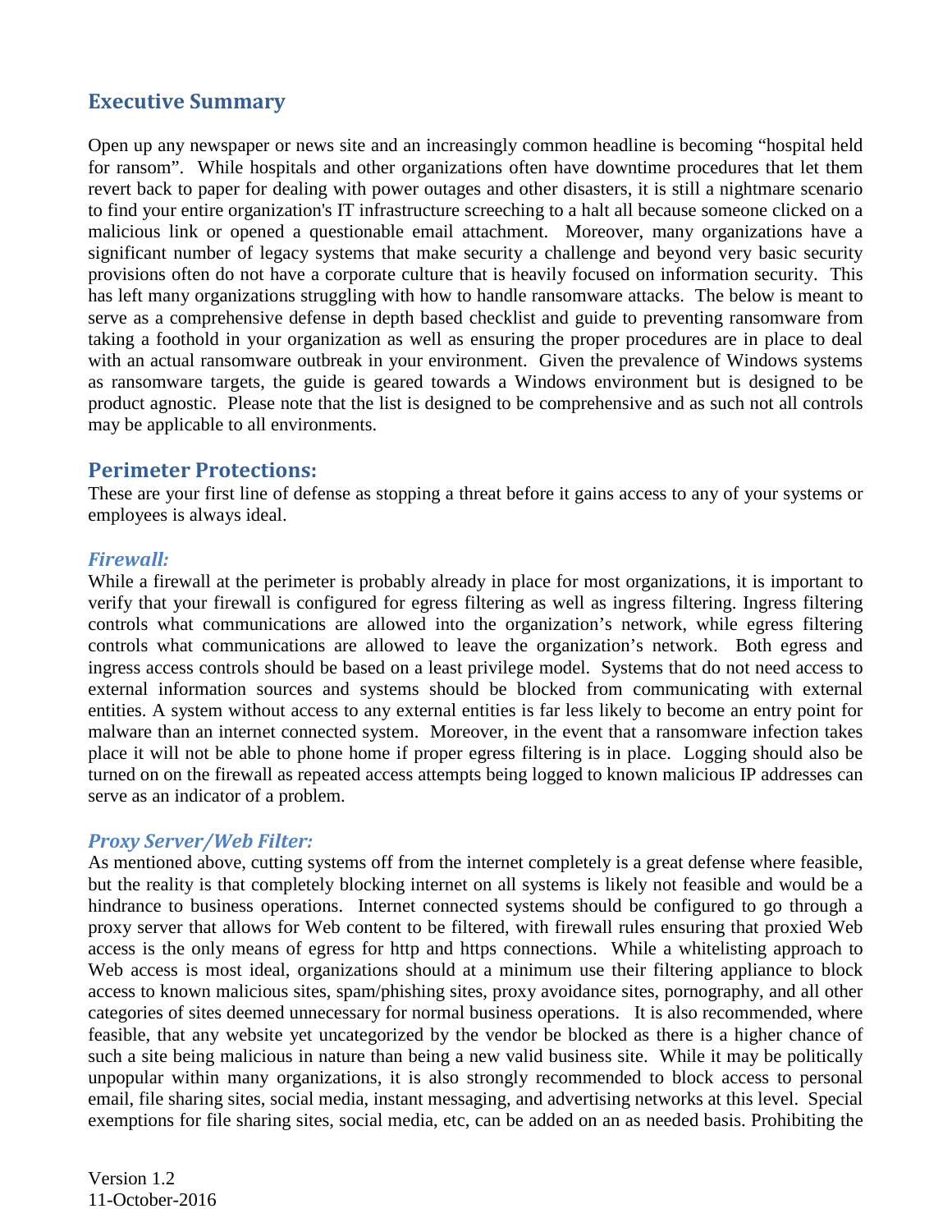## Executive Summary

Open up any newspaper or news site and an increasingly common headline is becoming "hospital held for ransom". While hospitals and other organizations often have downtime procedures that let them revert back to paper for dealing with power outages and other disasters, it is still a nightmare scenario to find your entire organization's IT infrastructure screeching to a halt all because someone clicked on a malicious link or opened a questionable email attachment. Moreover, many organizations have a significant number of legacy systems that make security a challenge and beyond very basic security provisions often do not have a corporate culture that is heavily focused on information security. This has left many organizations struggling with how to handle ransomware attacks. The below is meant to serve as a comprehensive defense in depth based checklist and guide to preventing ransomware from taking a foothold in your organization as well as ensuring the proper procedures are in place to deal with an actual ransomware outbreak in your environment. Given the prevalence of Windows systems as ransomware targets, the guide is geared towards a Windows environment but is designed to be product agnostic. Please note that the list is designed to be comprehensive and as such not all controls may be applicable to all environments.

## Perimeter Protections:

These are your first line of defense as stopping a threat before it gains access to any of your systems or employees is always ideal.

### *Firewall:*

While a firewall at the perimeter is probably already in place for most organizations, it is important to verify that your firewall is configured for egress filtering as well as ingress filtering. Ingress filtering controls what communications are allowed into the organization's network, while egress filtering controls what communications are allowed to leave the organization's network. Both egress and ingress access controls should be based on a least privilege model. Systems that do not need access to external information sources and systems should be blocked from communicating with external entities. A system without access to any external entities is far less likely to become an entry point for malware than an internet connected system. Moreover, in the event that a ransomware infection takes place it will not be able to phone home if proper egress filtering is in place. Logging should also be turned on on the firewall as repeated access attempts being logged to known malicious IP addresses can serve as an indicator of a problem.

### *Proxy Server/Web Filter:*

As mentioned above, cutting systems off from the internet completely is a great defense where feasible, but the reality is that completely blocking internet on all systems is likely not feasible and would be a hindrance to business operations. Internet connected systems should be configured to go through a proxy server that allows for Web content to be filtered, with firewall rules ensuring that proxied Web access is the only means of egress for http and https connections. While a whitelisting approach to Web access is most ideal, organizations should at a minimum use their filtering appliance to block access to known malicious sites, spam/phishing sites, proxy avoidance sites, pornography, and all other categories of sites deemed unnecessary for normal business operations. It is also recommended, where feasible, that any website yet uncategorized by the vendor be blocked as there is a higher chance of such a site being malicious in nature than being a new valid business site. While it may be politically unpopular within many organizations, it is also strongly recommended to block access to personal email, file sharing sites, social media, instant messaging, and advertising networks at this level. Special exemptions for file sharing sites, social media, etc, can be added on an as needed basis. Prohibiting the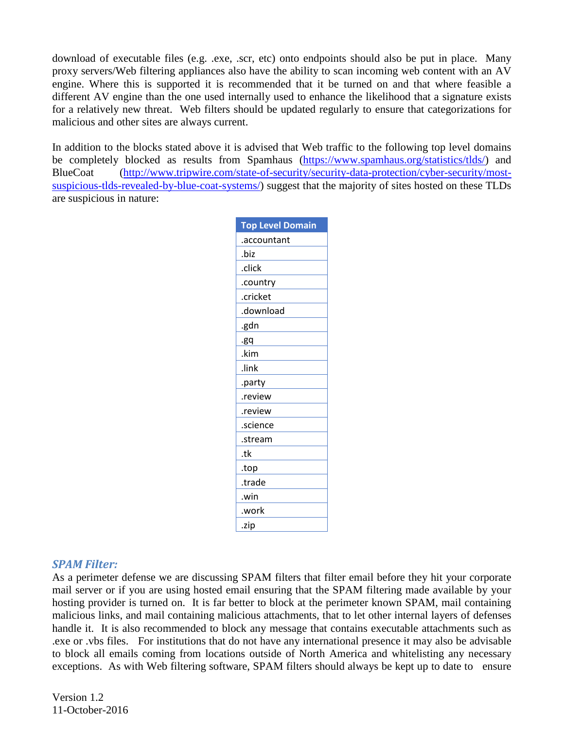download of executable files (e.g. .exe, .scr, etc) onto endpoints should also be put in place. Many proxy servers/Web filtering appliances also have the ability to scan incoming web content with an AV engine. Where this is supported it is recommended that it be turned on and that where feasible a different AV engine than the one used internally used to enhance the likelihood that a signature exists for a relatively new threat. Web filters should be updated regularly to ensure that categorizations for malicious and other sites are always current.

In addition to the blocks stated above it is advised that Web traffic to the following top level domains be completely blocked as results from Spamhaus (https://www.spamhaus.org/statistics/tlds/) and BlueCoat (http://www.tripwire.com/state-of-security/security-data-protection/cyber-security/most-suspicious-tlds-revealed-by-blue-coat-systems/) suggest that the majority of sites hosted on these TLDs are suspicious in nature:

| Top Level Domain |
| --- |
| .accountant |
| .biz |
| .click |
| .country |
| .cricket |
| .download |
| .gdn |
| .gq |
| .kim |
| .link |
| .party |
| .review |
| .review |
| .science |
| .stream |
| .tk |
| .top |
| .trade |
| .win |
| .work |
| .zip |

### *SPAM Filter:*

As a perimeter defense we are discussing SPAM filters that filter email before they hit your corporate mail server or if you are using hosted email ensuring that the SPAM filtering made available by your hosting provider is turned on. It is far better to block at the perimeter known SPAM, mail containing malicious links, and mail containing malicious attachments, that to let other internal layers of defenses handle it. It is also recommended to block any message that contains executable attachments such as .exe or .vbs files. For institutions that do not have any international presence it may also be advisable to block all emails coming from locations outside of North America and whitelisting any necessary exceptions. As with Web filtering software, SPAM filters should always be kept up to date to ensure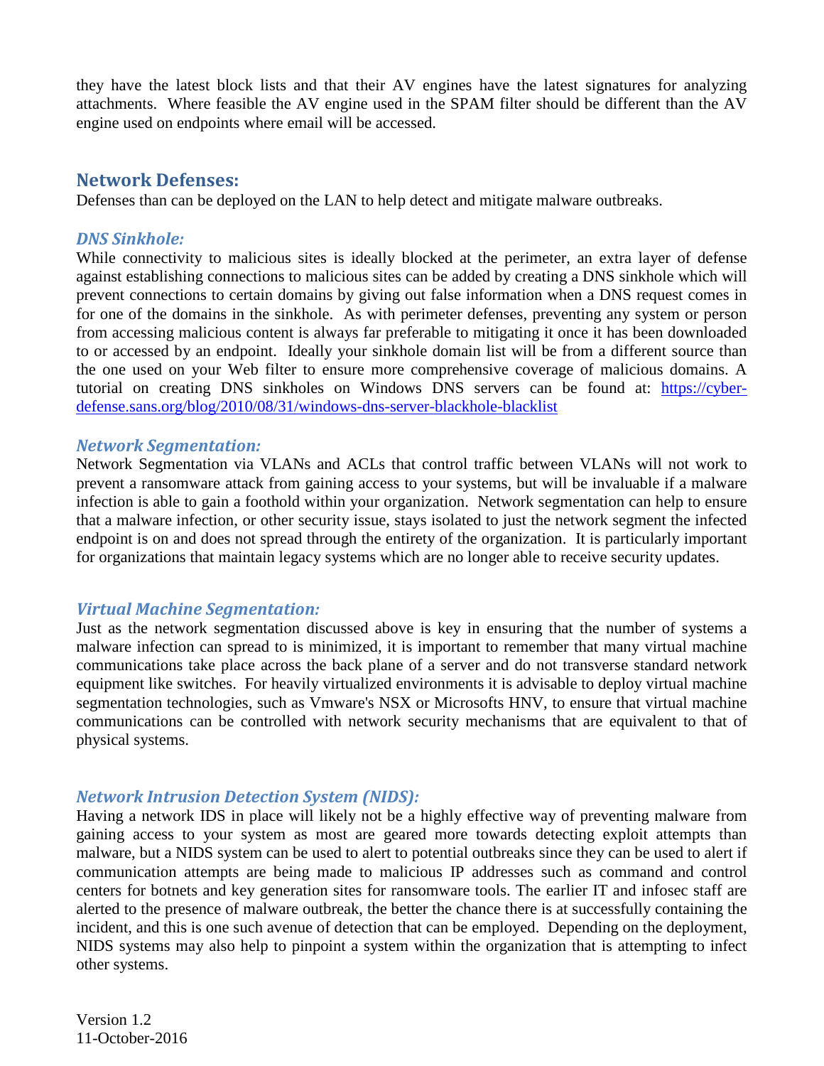they have the latest block lists and that their AV engines have the latest signatures for analyzing attachments. Where feasible the AV engine used in the SPAM filter should be different than the AV engine used on endpoints where email will be accessed.

## Network Defenses:

Defenses than can be deployed on the LAN to help detect and mitigate malware outbreaks.

### *DNS Sinkhole:*

While connectivity to malicious sites is ideally blocked at the perimeter, an extra layer of defense against establishing connections to malicious sites can be added by creating a DNS sinkhole which will prevent connections to certain domains by giving out false information when a DNS request comes in for one of the domains in the sinkhole. As with perimeter defenses, preventing any system or person from accessing malicious content is always far preferable to mitigating it once it has been downloaded to or accessed by an endpoint. Ideally your sinkhole domain list will be from a different source than the one used on your Web filter to ensure more comprehensive coverage of malicious domains. A tutorial on creating DNS sinkholes on Windows DNS servers can be found at: [https://cyber-defense.sans.org/blog/2010/08/31/windows-dns-server-blackhole-blacklist](https://cyber-defense.sans.org/blog/2010/08/31/windows-dns-server-blackhole-blacklist)

### *Network Segmentation:*

Network Segmentation via VLANs and ACLs that control traffic between VLANs will not work to prevent a ransomware attack from gaining access to your systems, but will be invaluable if a malware infection is able to gain a foothold within your organization. Network segmentation can help to ensure that a malware infection, or other security issue, stays isolated to just the network segment the infected endpoint is on and does not spread through the entirety of the organization. It is particularly important for organizations that maintain legacy systems which are no longer able to receive security updates.

### *Virtual Machine Segmentation:*

Just as the network segmentation discussed above is key in ensuring that the number of systems a malware infection can spread to is minimized, it is important to remember that many virtual machine communications take place across the back plane of a server and do not transverse standard network equipment like switches. For heavily virtualized environments it is advisable to deploy virtual machine segmentation technologies, such as Vmware's NSX or Microsofts HNV, to ensure that virtual machine communications can be controlled with network security mechanisms that are equivalent to that of physical systems.

### *Network Intrusion Detection System (NIDS):*

Having a network IDS in place will likely not be a highly effective way of preventing malware from gaining access to your system as most are geared more towards detecting exploit attempts than malware, but a NIDS system can be used to alert to potential outbreaks since they can be used to alert if communication attempts are being made to malicious IP addresses such as command and control centers for botnets and key generation sites for ransomware tools. The earlier IT and infosec staff are alerted to the presence of malware outbreak, the better the chance there is at successfully containing the incident, and this is one such avenue of detection that can be employed. Depending on the deployment, NIDS systems may also help to pinpoint a system within the organization that is attempting to infect other systems.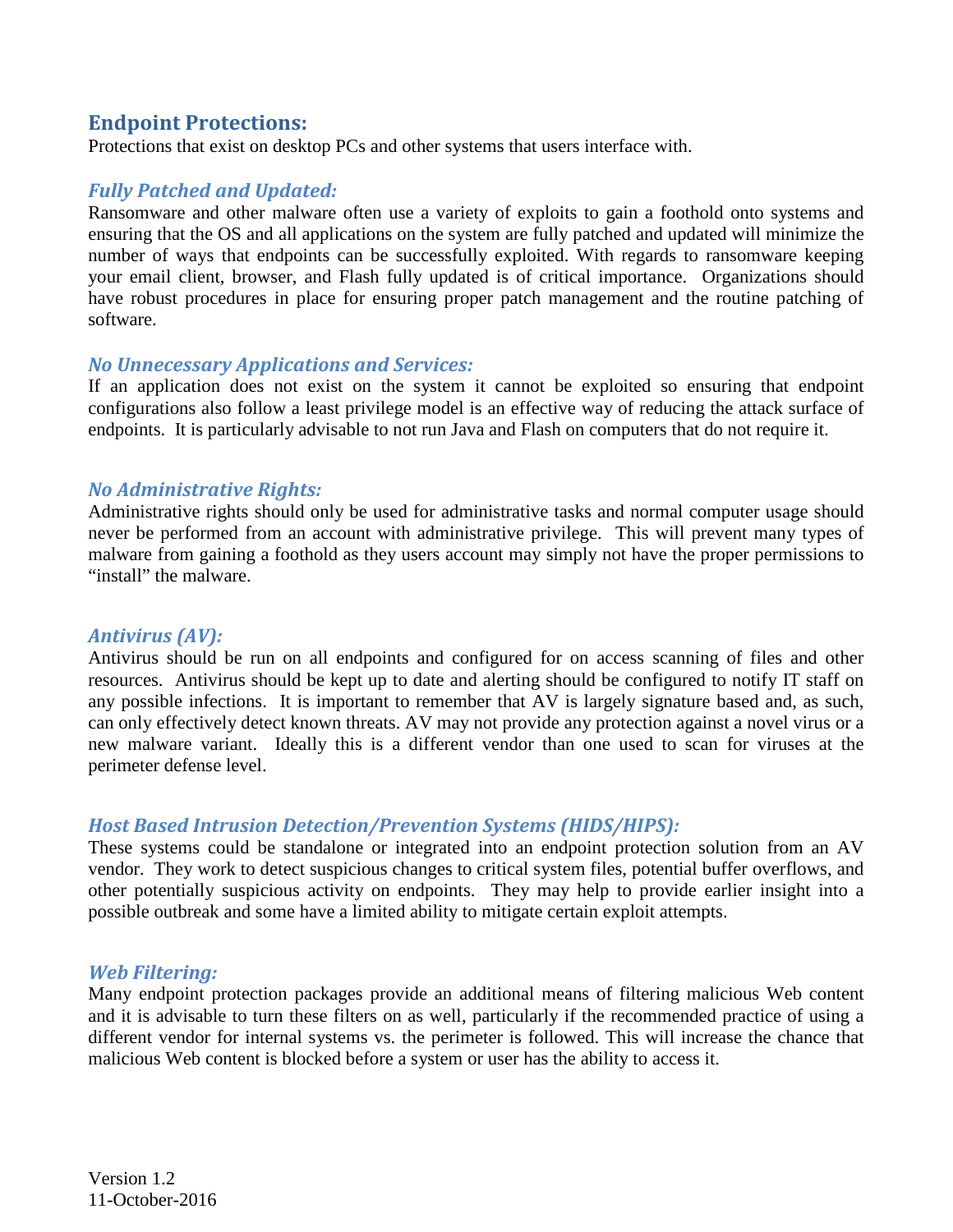## Endpoint Protections:

Protections that exist on desktop PCs and other systems that users interface with.

### *Fully Patched and Updated:*

Ransomware and other malware often use a variety of exploits to gain a foothold onto systems and ensuring that the OS and all applications on the system are fully patched and updated will minimize the number of ways that endpoints can be successfully exploited. With regards to ransomware keeping your email client, browser, and Flash fully updated is of critical importance. Organizations should have robust procedures in place for ensuring proper patch management and the routine patching of software.

### *No Unnecessary Applications and Services:*

If an application does not exist on the system it cannot be exploited so ensuring that endpoint configurations also follow a least privilege model is an effective way of reducing the attack surface of endpoints. It is particularly advisable to not run Java and Flash on computers that do not require it.

### *No Administrative Rights:*

Administrative rights should only be used for administrative tasks and normal computer usage should never be performed from an account with administrative privilege. This will prevent many types of malware from gaining a foothold as they users account may simply not have the proper permissions to "install" the malware.

### *Antivirus (AV):*

Antivirus should be run on all endpoints and configured for on access scanning of files and other resources. Antivirus should be kept up to date and alerting should be configured to notify IT staff on any possible infections. It is important to remember that AV is largely signature based and, as such, can only effectively detect known threats. AV may not provide any protection against a novel virus or a new malware variant. Ideally this is a different vendor than one used to scan for viruses at the perimeter defense level.

### *Host Based Intrusion Detection/Prevention Systems (HIDS/HIPS):*

These systems could be standalone or integrated into an endpoint protection solution from an AV vendor. They work to detect suspicious changes to critical system files, potential buffer overflows, and other potentially suspicious activity on endpoints. They may help to provide earlier insight into a possible outbreak and some have a limited ability to mitigate certain exploit attempts.

### *Web Filtering:*

Many endpoint protection packages provide an additional means of filtering malicious Web content and it is advisable to turn these filters on as well, particularly if the recommended practice of using a different vendor for internal systems vs. the perimeter is followed. This will increase the chance that malicious Web content is blocked before a system or user has the ability to access it.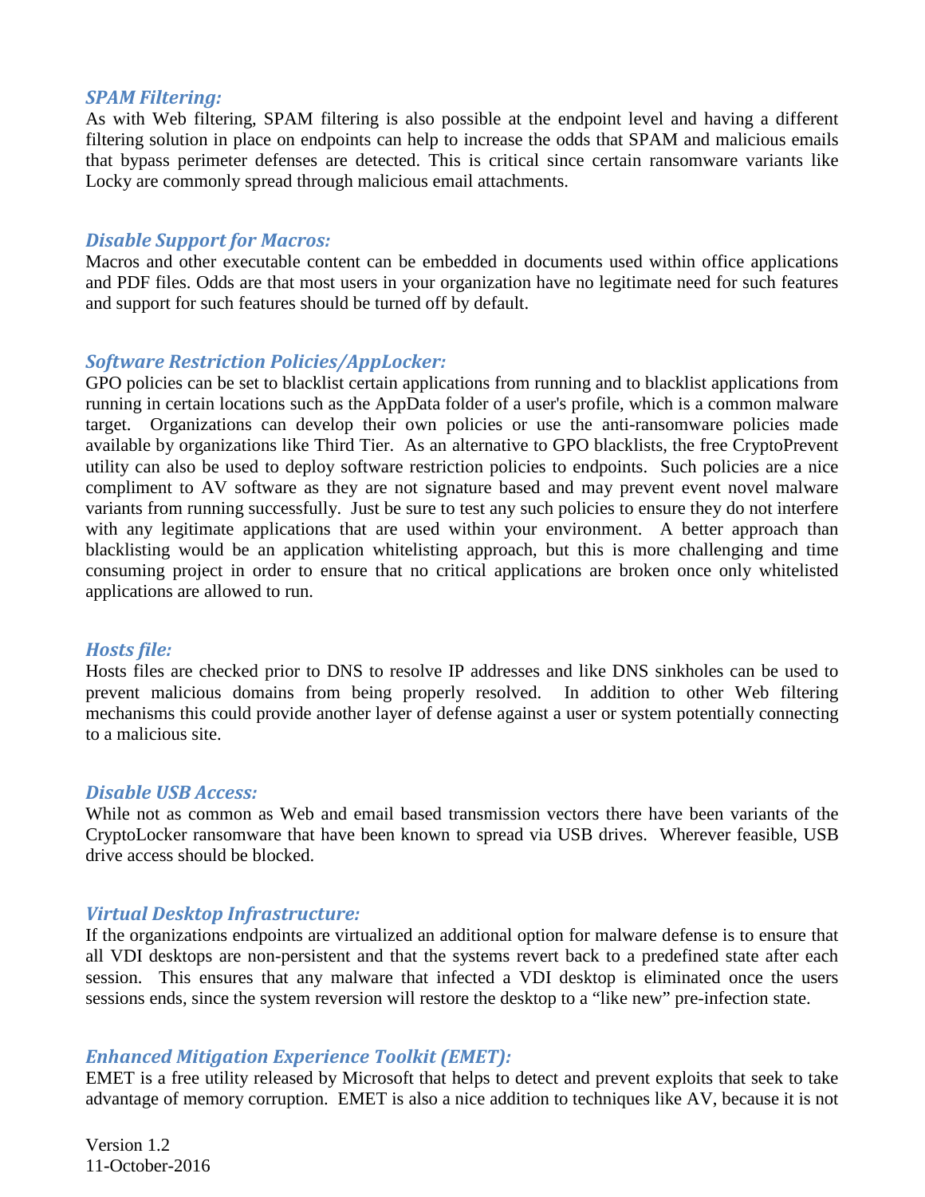### *SPAM Filtering:*

As with Web filtering, SPAM filtering is also possible at the endpoint level and having a different filtering solution in place on endpoints can help to increase the odds that SPAM and malicious emails that bypass perimeter defenses are detected. This is critical since certain ransomware variants like Locky are commonly spread through malicious email attachments.

### *Disable Support for Macros:*

Macros and other executable content can be embedded in documents used within office applications and PDF files. Odds are that most users in your organization have no legitimate need for such features and support for such features should be turned off by default.

### *Software Restriction Policies/AppLocker:*

GPO policies can be set to blacklist certain applications from running and to blacklist applications from running in certain locations such as the AppData folder of a user's profile, which is a common malware target. Organizations can develop their own policies or use the anti-ransomware policies made available by organizations like Third Tier. As an alternative to GPO blacklists, the free CryptoPrevent utility can also be used to deploy software restriction policies to endpoints. Such policies are a nice compliment to AV software as they are not signature based and may prevent event novel malware variants from running successfully. Just be sure to test any such policies to ensure they do not interfere with any legitimate applications that are used within your environment. A better approach than blacklisting would be an application whitelisting approach, but this is more challenging and time consuming project in order to ensure that no critical applications are broken once only whitelisted applications are allowed to run.

### *Hosts file:*

Hosts files are checked prior to DNS to resolve IP addresses and like DNS sinkholes can be used to prevent malicious domains from being properly resolved. In addition to other Web filtering mechanisms this could provide another layer of defense against a user or system potentially connecting to a malicious site.

### *Disable USB Access:*

While not as common as Web and email based transmission vectors there have been variants of the CryptoLocker ransomware that have been known to spread via USB drives. Wherever feasible, USB drive access should be blocked.

### *Virtual Desktop Infrastructure:*

If the organizations endpoints are virtualized an additional option for malware defense is to ensure that all VDI desktops are non-persistent and that the systems revert back to a predefined state after each session. This ensures that any malware that infected a VDI desktop is eliminated once the users sessions ends, since the system reversion will restore the desktop to a "like new" pre-infection state.

### *Enhanced Mitigation Experience Toolkit (EMET):*

EMET is a free utility released by Microsoft that helps to detect and prevent exploits that seek to take advantage of memory corruption. EMET is also a nice addition to techniques like AV, because it is not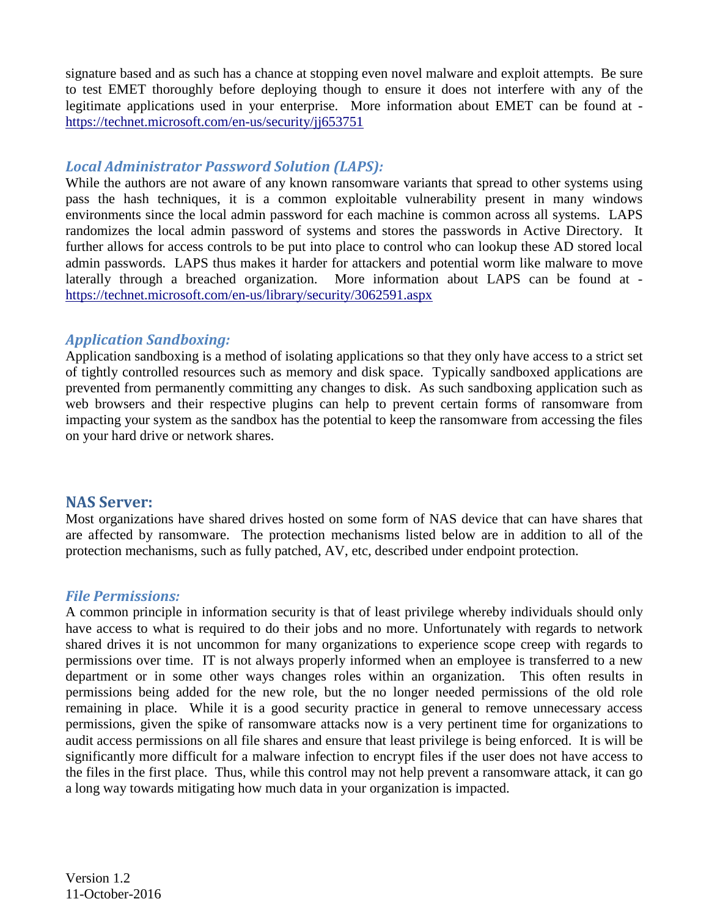signature based and as such has a chance at stopping even novel malware and exploit attempts. Be sure to test EMET thoroughly before deploying though to ensure it does not interfere with any of the legitimate applications used in your enterprise. More information about EMET can be found at - https://technet.microsoft.com/en-us/security/jj653751

### *Local Administrator Password Solution (LAPS):*

While the authors are not aware of any known ransomware variants that spread to other systems using pass the hash techniques, it is a common exploitable vulnerability present in many windows environments since the local admin password for each machine is common across all systems. LAPS randomizes the local admin password of systems and stores the passwords in Active Directory. It further allows for access controls to be put into place to control who can lookup these AD stored local admin passwords. LAPS thus makes it harder for attackers and potential worm like malware to move laterally through a breached organization. More information about LAPS can be found at - https://technet.microsoft.com/en-us/library/security/3062591.aspx

### *Application Sandboxing:*

Application sandboxing is a method of isolating applications so that they only have access to a strict set of tightly controlled resources such as memory and disk space. Typically sandboxed applications are prevented from permanently committing any changes to disk. As such sandboxing application such as web browsers and their respective plugins can help to prevent certain forms of ransomware from impacting your system as the sandbox has the potential to keep the ransomware from accessing the files on your hard drive or network shares.

## NAS Server:

Most organizations have shared drives hosted on some form of NAS device that can have shares that are affected by ransomware. The protection mechanisms listed below are in addition to all of the protection mechanisms, such as fully patched, AV, etc, described under endpoint protection.

### *File Permissions:*

A common principle in information security is that of least privilege whereby individuals should only have access to what is required to do their jobs and no more. Unfortunately with regards to network shared drives it is not uncommon for many organizations to experience scope creep with regards to permissions over time. IT is not always properly informed when an employee is transferred to a new department or in some other ways changes roles within an organization. This often results in permissions being added for the new role, but the no longer needed permissions of the old role remaining in place. While it is a good security practice in general to remove unnecessary access permissions, given the spike of ransomware attacks now is a very pertinent time for organizations to audit access permissions on all file shares and ensure that least privilege is being enforced. It is will be significantly more difficult for a malware infection to encrypt files if the user does not have access to the files in the first place. Thus, while this control may not help prevent a ransomware attack, it can go a long way towards mitigating how much data in your organization is impacted.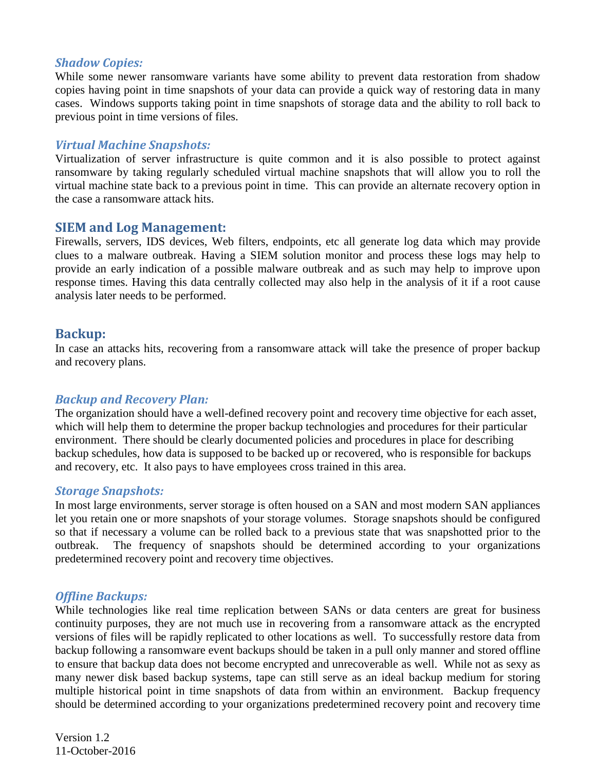### *Shadow Copies:*

While some newer ransomware variants have some ability to prevent data restoration from shadow copies having point in time snapshots of your data can provide a quick way of restoring data in many cases. Windows supports taking point in time snapshots of storage data and the ability to roll back to previous point in time versions of files.

### *Virtual Machine Snapshots:*

Virtualization of server infrastructure is quite common and it is also possible to protect against ransomware by taking regularly scheduled virtual machine snapshots that will allow you to roll the virtual machine state back to a previous point in time. This can provide an alternate recovery option in the case a ransomware attack hits.

## SIEM and Log Management:

Firewalls, servers, IDS devices, Web filters, endpoints, etc all generate log data which may provide clues to a malware outbreak. Having a SIEM solution monitor and process these logs may help to provide an early indication of a possible malware outbreak and as such may help to improve upon response times. Having this data centrally collected may also help in the analysis of it if a root cause analysis later needs to be performed.

## Backup:

In case an attacks hits, recovering from a ransomware attack will take the presence of proper backup and recovery plans.

### *Backup and Recovery Plan:*

The organization should have a well-defined recovery point and recovery time objective for each asset, which will help them to determine the proper backup technologies and procedures for their particular environment. There should be clearly documented policies and procedures in place for describing backup schedules, how data is supposed to be backed up or recovered, who is responsible for backups and recovery, etc. It also pays to have employees cross trained in this area.

### *Storage Snapshots:*

In most large environments, server storage is often housed on a SAN and most modern SAN appliances let you retain one or more snapshots of your storage volumes. Storage snapshots should be configured so that if necessary a volume can be rolled back to a previous state that was snapshotted prior to the outbreak. The frequency of snapshots should be determined according to your organizations predetermined recovery point and recovery time objectives.

### *Offline Backups:*

While technologies like real time replication between SANs or data centers are great for business continuity purposes, they are not much use in recovering from a ransomware attack as the encrypted versions of files will be rapidly replicated to other locations as well. To successfully restore data from backup following a ransomware event backups should be taken in a pull only manner and stored offline to ensure that backup data does not become encrypted and unrecoverable as well. While not as sexy as many newer disk based backup systems, tape can still serve as an ideal backup medium for storing multiple historical point in time snapshots of data from within an environment. Backup frequency should be determined according to your organizations predetermined recovery point and recovery time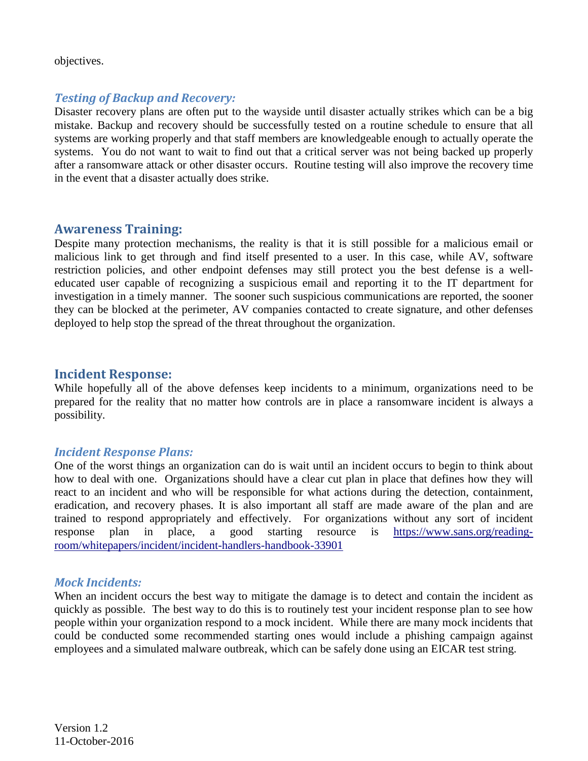objectives.

### *Testing of Backup and Recovery:*

Disaster recovery plans are often put to the wayside until disaster actually strikes which can be a big mistake. Backup and recovery should be successfully tested on a routine schedule to ensure that all systems are working properly and that staff members are knowledgeable enough to actually operate the systems. You do not want to wait to find out that a critical server was not being backed up properly after a ransomware attack or other disaster occurs. Routine testing will also improve the recovery time in the event that a disaster actually does strike.

## Awareness Training:

Despite many protection mechanisms, the reality is that it is still possible for a malicious email or malicious link to get through and find itself presented to a user. In this case, while AV, software restriction policies, and other endpoint defenses may still protect you the best defense is a well-educated user capable of recognizing a suspicious email and reporting it to the IT department for investigation in a timely manner. The sooner such suspicious communications are reported, the sooner they can be blocked at the perimeter, AV companies contacted to create signature, and other defenses deployed to help stop the spread of the threat throughout the organization.

## Incident Response:

While hopefully all of the above defenses keep incidents to a minimum, organizations need to be prepared for the reality that no matter how controls are in place a ransomware incident is always a possibility.

### *Incident Response Plans:*

One of the worst things an organization can do is wait until an incident occurs to begin to think about how to deal with one. Organizations should have a clear cut plan in place that defines how they will react to an incident and who will be responsible for what actions during the detection, containment, eradication, and recovery phases. It is also important all staff are made aware of the plan and are trained to respond appropriately and effectively. For organizations without any sort of incident response plan in place, a good starting resource is [https://www.sans.org/reading-room/whitepapers/incident/incident-handlers-handbook-33901](https://www.sans.org/reading-room/whitepapers/incident/incident-handlers-handbook-33901)

### *Mock Incidents:*

When an incident occurs the best way to mitigate the damage is to detect and contain the incident as quickly as possible. The best way to do this is to routinely test your incident response plan to see how people within your organization respond to a mock incident. While there are many mock incidents that could be conducted some recommended starting ones would include a phishing campaign against employees and a simulated malware outbreak, which can be safely done using an EICAR test string.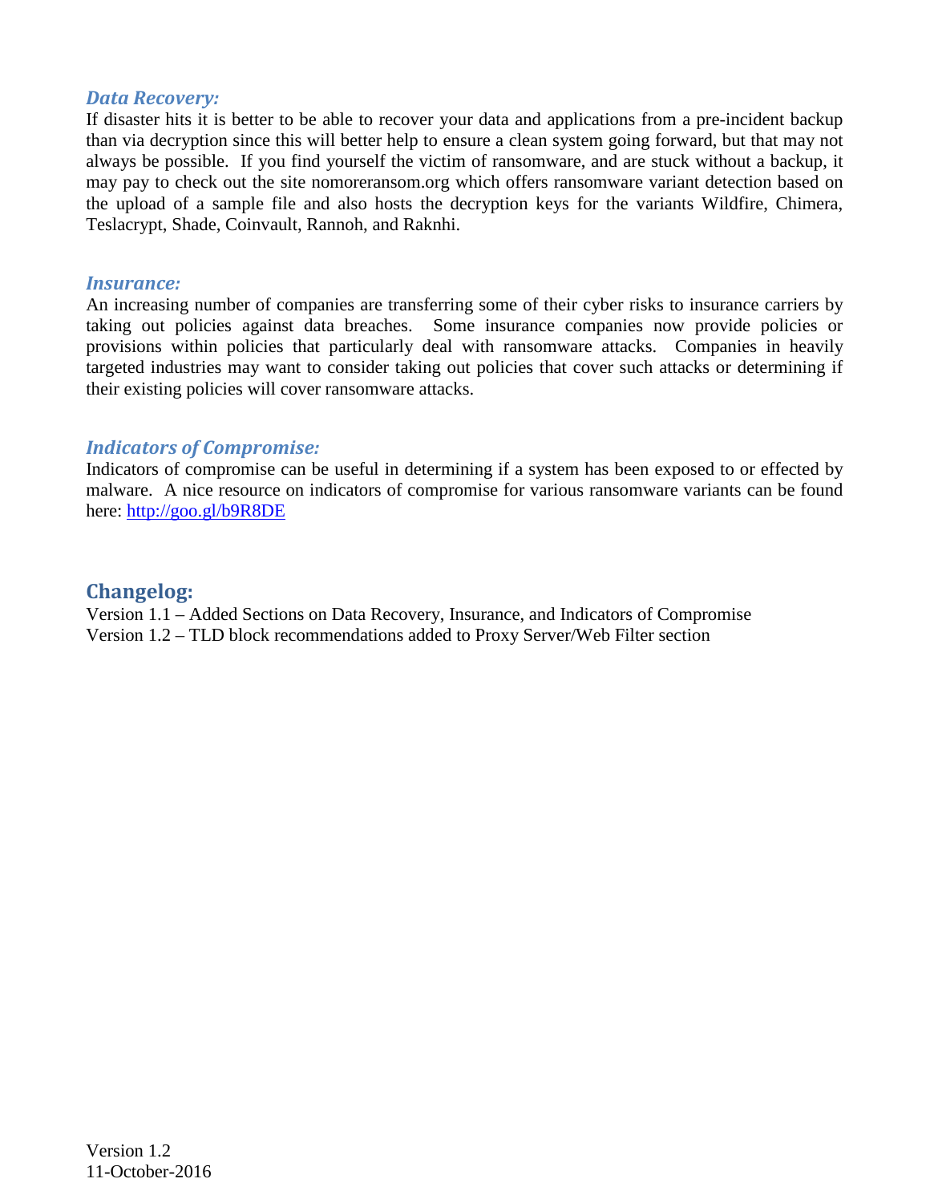### *Data Recovery:*

If disaster hits it is better to be able to recover your data and applications from a pre-incident backup than via decryption since this will better help to ensure a clean system going forward, but that may not always be possible. If you find yourself the victim of ransomware, and are stuck without a backup, it may pay to check out the site nomoreransom.org which offers ransomware variant detection based on the upload of a sample file and also hosts the decryption keys for the variants Wildfire, Chimera, Teslacrypt, Shade, Coinvault, Rannoh, and Raknhi.

### *Insurance:*

An increasing number of companies are transferring some of their cyber risks to insurance carriers by taking out policies against data breaches. Some insurance companies now provide policies or provisions within policies that particularly deal with ransomware attacks. Companies in heavily targeted industries may want to consider taking out policies that cover such attacks or determining if their existing policies will cover ransomware attacks.

### *Indicators of Compromise:*

Indicators of compromise can be useful in determining if a system has been exposed to or effected by malware. A nice resource on indicators of compromise for various ransomware variants can be found here: [http://goo.gl/b9R8DE](http://goo.gl/b9R8DE)

## Changelog:

Version 1.1 – Added Sections on Data Recovery, Insurance, and Indicators of Compromise
Version 1.2 – TLD block recommendations added to Proxy Server/Web Filter section